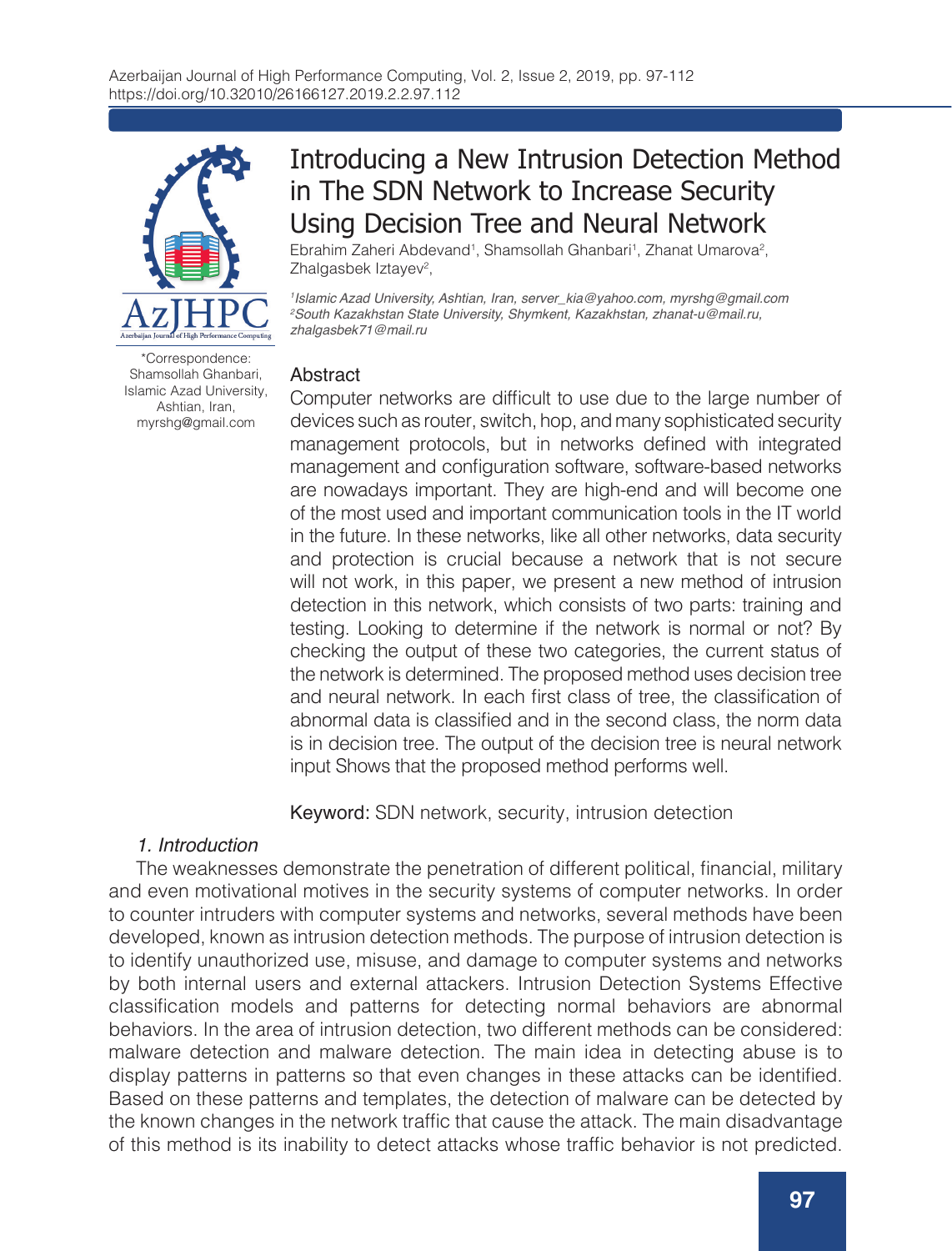# Introducing a New Intrusion Detection Method in The SDN Network to Increase Security Using Decision Tree and Neural Network

Ebrahim Zaheri Abdevand[1], Shamsollah Ghanbari[1], Zhanat Umarova[2], Zhalgasbek Iztayev[2],

*[1]Islamic Azad University, Ashtian, Iran, server_kia@yahoo.com, myrshg@gmail.com*
*[2]South Kazakhstan State University, Shymkent, Kazakhstan, zhanat-u@mail.ru, zhalgasbek71@mail.ru*

*Correspondence: Shamsollah Ghanbari, Islamic Azad University, Ashtian, Iran, myrshg@gmail.com

## Abstract

Computer networks are difficult to use due to the large number of devices such as router, switch, hop, and many sophisticated security management protocols, but in networks defined with integrated management and configuration software, software-based networks are nowadays important. They are high-end and will become one of the most used and important communication tools in the IT world in the future. In these networks, like all other networks, data security and protection is crucial because a network that is not secure will not work, in this paper, we present a new method of intrusion detection in this network, which consists of two parts: training and testing. Looking to determine if the network is normal or not? By checking the output of these two categories, the current status of the network is determined. The proposed method uses decision tree and neural network. In each first class of tree, the classification of abnormal data is classified and in the second class, the norm data is in decision tree. The output of the decision tree is neural network input Shows that the proposed method performs well.

**Keyword:** SDN network, security, intrusion detection

## *1. Introduction*

The weaknesses demonstrate the penetration of different political, financial, military and even motivational motives in the security systems of computer networks. In order to counter intruders with computer systems and networks, several methods have been developed, known as intrusion detection methods. The purpose of intrusion detection is to identify unauthorized use, misuse, and damage to computer systems and networks by both internal users and external attackers. Intrusion Detection Systems Effective classification models and patterns for detecting normal behaviors are abnormal behaviors. In the area of intrusion detection, two different methods can be considered: malware detection and malware detection. The main idea in detecting abuse is to display patterns in patterns so that even changes in these attacks can be identified. Based on these patterns and templates, the detection of malware can be detected by the known changes in the network traffic that cause the attack. The main disadvantage of this method is its inability to detect attacks whose traffic behavior is not predicted.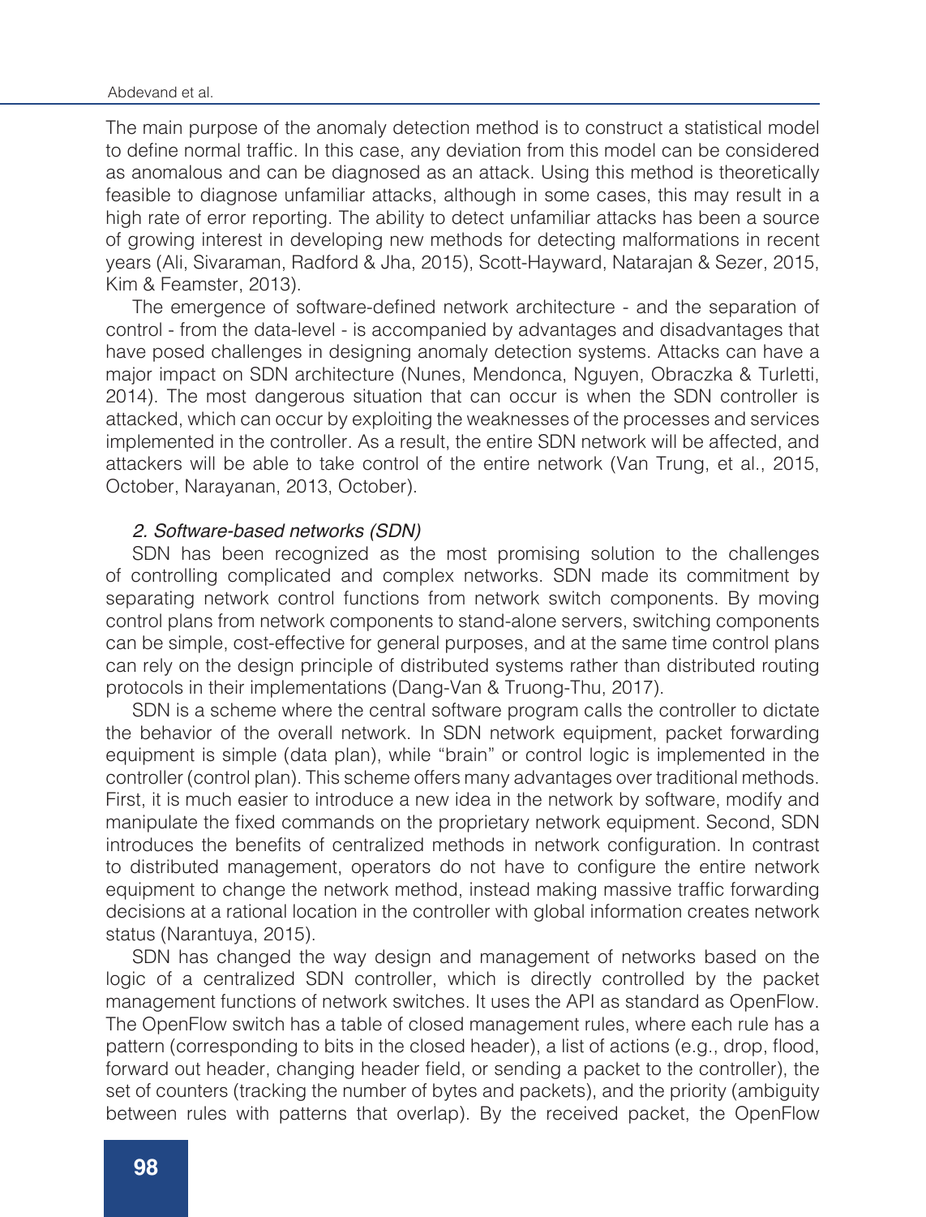The main purpose of the anomaly detection method is to construct a statistical model to define normal traffic. In this case, any deviation from this model can be considered as anomalous and can be diagnosed as an attack. Using this method is theoretically feasible to diagnose unfamiliar attacks, although in some cases, this may result in a high rate of error reporting. The ability to detect unfamiliar attacks has been a source of growing interest in developing new methods for detecting malformations in recent years (Ali, Sivaraman, Radford & Jha, 2015), Scott-Hayward, Natarajan & Sezer, 2015, Kim & Feamster, 2013).

The emergence of software-defined network architecture - and the separation of control - from the data-level - is accompanied by advantages and disadvantages that have posed challenges in designing anomaly detection systems. Attacks can have a major impact on SDN architecture (Nunes, Mendonca, Nguyen, Obraczka & Turletti, 2014). The most dangerous situation that can occur is when the SDN controller is attacked, which can occur by exploiting the weaknesses of the processes and services implemented in the controller. As a result, the entire SDN network will be affected, and attackers will be able to take control of the entire network (Van Trung, et al., 2015, October, Narayanan, 2013, October).

### *2. Software-based networks (SDN)*

SDN has been recognized as the most promising solution to the challenges of controlling complicated and complex networks. SDN made its commitment by separating network control functions from network switch components. By moving control plans from network components to stand-alone servers, switching components can be simple, cost-effective for general purposes, and at the same time control plans can rely on the design principle of distributed systems rather than distributed routing protocols in their implementations (Dang-Van & Truong-Thu, 2017).

SDN is a scheme where the central software program calls the controller to dictate the behavior of the overall network. In SDN network equipment, packet forwarding equipment is simple (data plan), while "brain" or control logic is implemented in the controller (control plan). This scheme offers many advantages over traditional methods. First, it is much easier to introduce a new idea in the network by software, modify and manipulate the fixed commands on the proprietary network equipment. Second, SDN introduces the benefits of centralized methods in network configuration. In contrast to distributed management, operators do not have to configure the entire network equipment to change the network method, instead making massive traffic forwarding decisions at a rational location in the controller with global information creates network status (Narantuya, 2015).

SDN has changed the way design and management of networks based on the logic of a centralized SDN controller, which is directly controlled by the packet management functions of network switches. It uses the API as standard as OpenFlow. The OpenFlow switch has a table of closed management rules, where each rule has a pattern (corresponding to bits in the closed header), a list of actions (e.g., drop, flood, forward out header, changing header field, or sending a packet to the controller), the set of counters (tracking the number of bytes and packets), and the priority (ambiguity between rules with patterns that overlap). By the received packet, the OpenFlow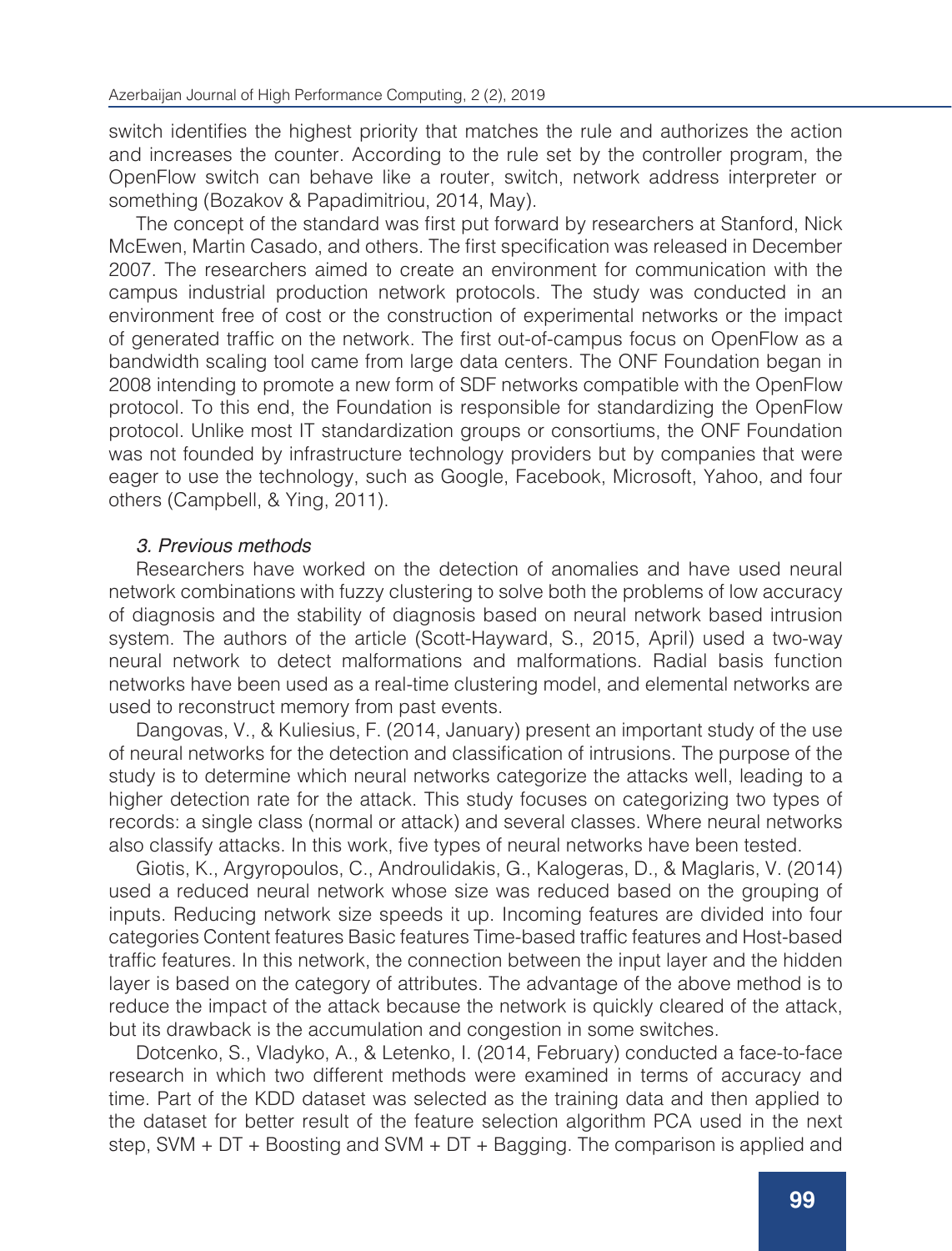switch identifies the highest priority that matches the rule and authorizes the action and increases the counter. According to the rule set by the controller program, the OpenFlow switch can behave like a router, switch, network address interpreter or something (Bozakov & Papadimitriou, 2014, May).

The concept of the standard was first put forward by researchers at Stanford, Nick McEwen, Martin Casado, and others. The first specification was released in December 2007. The researchers aimed to create an environment for communication with the campus industrial production network protocols. The study was conducted in an environment free of cost or the construction of experimental networks or the impact of generated traffic on the network. The first out-of-campus focus on OpenFlow as a bandwidth scaling tool came from large data centers. The ONF Foundation began in 2008 intending to promote a new form of SDF networks compatible with the OpenFlow protocol. To this end, the Foundation is responsible for standardizing the OpenFlow protocol. Unlike most IT standardization groups or consortiums, the ONF Foundation was not founded by infrastructure technology providers but by companies that were eager to use the technology, such as Google, Facebook, Microsoft, Yahoo, and four others (Campbell, & Ying, 2011).

### *3. Previous methods*

Researchers have worked on the detection of anomalies and have used neural network combinations with fuzzy clustering to solve both the problems of low accuracy of diagnosis and the stability of diagnosis based on neural network based intrusion system. The authors of the article (Scott-Hayward, S., 2015, April) used a two-way neural network to detect malformations and malformations. Radial basis function networks have been used as a real-time clustering model, and elemental networks are used to reconstruct memory from past events.

Dangovas, V., & Kuliesius, F. (2014, January) present an important study of the use of neural networks for the detection and classification of intrusions. The purpose of the study is to determine which neural networks categorize the attacks well, leading to a higher detection rate for the attack. This study focuses on categorizing two types of records: a single class (normal or attack) and several classes. Where neural networks also classify attacks. In this work, five types of neural networks have been tested.

Giotis, K., Argyropoulos, C., Androulidakis, G., Kalogeras, D., & Maglaris, V. (2014) used a reduced neural network whose size was reduced based on the grouping of inputs. Reducing network size speeds it up. Incoming features are divided into four categories Content features Basic features Time-based traffic features and Host-based traffic features. In this network, the connection between the input layer and the hidden layer is based on the category of attributes. The advantage of the above method is to reduce the impact of the attack because the network is quickly cleared of the attack, but its drawback is the accumulation and congestion in some switches.

Dotcenko, S., Vladyko, A., & Letenko, I. (2014, February) conducted a face-to-face research in which two different methods were examined in terms of accuracy and time. Part of the KDD dataset was selected as the training data and then applied to the dataset for better result of the feature selection algorithm PCA used in the next step, SVM + DT + Boosting and SVM + DT + Bagging. The comparison is applied and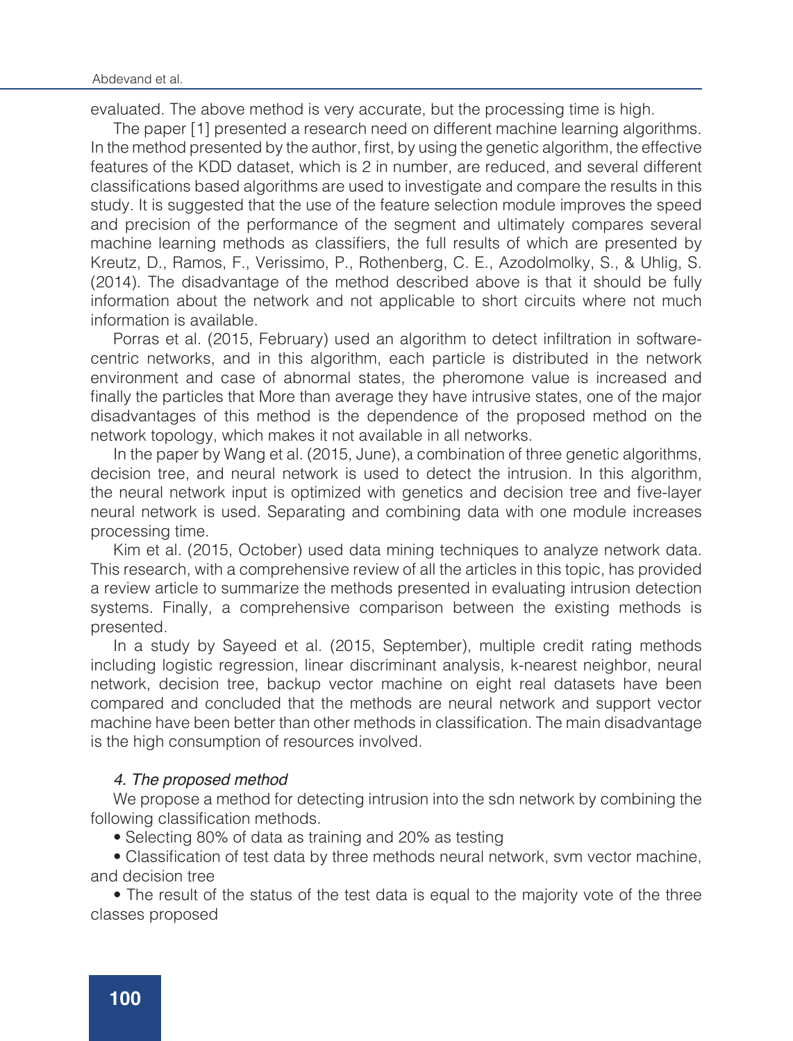evaluated. The above method is very accurate, but the processing time is high.

The paper [1] presented a research need on different machine learning algorithms. In the method presented by the author, first, by using the genetic algorithm, the effective features of the KDD dataset, which is 2 in number, are reduced, and several different classifications based algorithms are used to investigate and compare the results in this study. It is suggested that the use of the feature selection module improves the speed and precision of the performance of the segment and ultimately compares several machine learning methods as classifiers, the full results of which are presented by Kreutz, D., Ramos, F., Verissimo, P., Rothenberg, C. E., Azodolmolky, S., & Uhlig, S. (2014). The disadvantage of the method described above is that it should be fully information about the network and not applicable to short circuits where not much information is available.

Porras et al. (2015, February) used an algorithm to detect infiltration in software-centric networks, and in this algorithm, each particle is distributed in the network environment and case of abnormal states, the pheromone value is increased and finally the particles that More than average they have intrusive states, one of the major disadvantages of this method is the dependence of the proposed method on the network topology, which makes it not available in all networks.

In the paper by Wang et al. (2015, June), a combination of three genetic algorithms, decision tree, and neural network is used to detect the intrusion. In this algorithm, the neural network input is optimized with genetics and decision tree and five-layer neural network is used. Separating and combining data with one module increases processing time.

Kim et al. (2015, October) used data mining techniques to analyze network data. This research, with a comprehensive review of all the articles in this topic, has provided a review article to summarize the methods presented in evaluating intrusion detection systems. Finally, a comprehensive comparison between the existing methods is presented.

In a study by Sayeed et al. (2015, September), multiple credit rating methods including logistic regression, linear discriminant analysis, k-nearest neighbor, neural network, decision tree, backup vector machine on eight real datasets have been compared and concluded that the methods are neural network and support vector machine have been better than other methods in classification. The main disadvantage is the high consumption of resources involved.

### *4. The proposed method*

We propose a method for detecting intrusion into the sdn network by combining the following classification methods.

- Selecting 80% of data as training and 20% as testing
- Classification of test data by three methods neural network, svm vector machine, and decision tree
- The result of the status of the test data is equal to the majority vote of the three classes proposed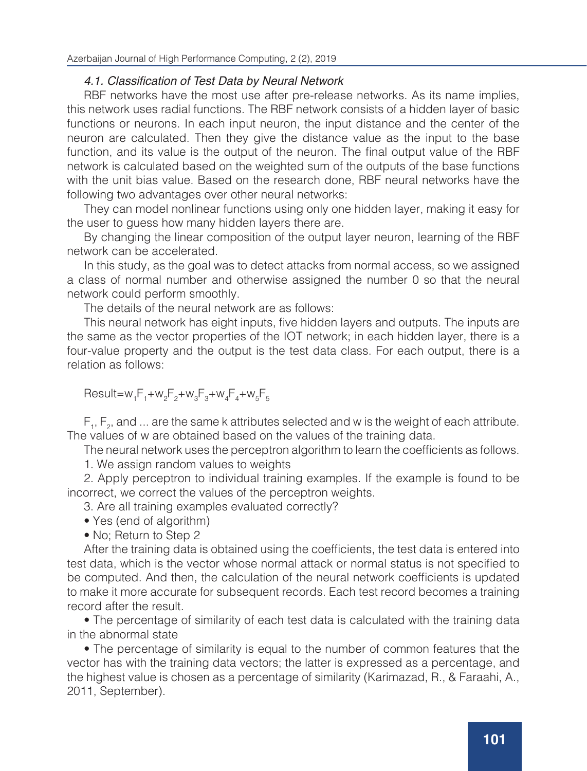### *4.1. Classification of Test Data by Neural Network*

RBF networks have the most use after pre-release networks. As its name implies, this network uses radial functions. The RBF network consists of a hidden layer of basic functions or neurons. In each input neuron, the input distance and the center of the neuron are calculated. Then they give the distance value as the input to the base function, and its value is the output of the neuron. The final output value of the RBF network is calculated based on the weighted sum of the outputs of the base functions with the unit bias value. Based on the research done, RBF neural networks have the following two advantages over other neural networks:

They can model nonlinear functions using only one hidden layer, making it easy for the user to guess how many hidden layers there are.

By changing the linear composition of the output layer neuron, learning of the RBF network can be accelerated.

In this study, as the goal was to detect attacks from normal access, so we assigned a class of normal number and otherwise assigned the number 0 so that the neural network could perform smoothly.

The details of the neural network are as follows:

This neural network has eight inputs, five hidden layers and outputs. The inputs are the same as the vector properties of the IOT network; in each hidden layer, there is a four-value property and the output is the test data class. For each output, there is a relation as follows:

$$Result = w_1F_1 + w_2F_2 + w_3F_3 + w_4F_4 + w_5F_5$$

$F_1$, $F_2$, and ... are the same k attributes selected and w is the weight of each attribute. The values of w are obtained based on the values of the training data.

The neural network uses the perceptron algorithm to learn the coefficients as follows.

1. We assign random values to weights
2. Apply perceptron to individual training examples. If the example is found to be incorrect, we correct the values of the perceptron weights.
3. Are all training examples evaluated correctly?
   - Yes (end of algorithm)
   - No; Return to Step 2

After the training data is obtained using the coefficients, the test data is entered into test data, which is the vector whose normal attack or normal status is not specified to be computed. And then, the calculation of the neural network coefficients is updated to make it more accurate for subsequent records. Each test record becomes a training record after the result.

- The percentage of similarity of each test data is calculated with the training data in the abnormal state
- The percentage of similarity is equal to the number of common features that the vector has with the training data vectors; the latter is expressed as a percentage, and the highest value is chosen as a percentage of similarity (Karimazad, R., & Faraahi, A., 2011, September).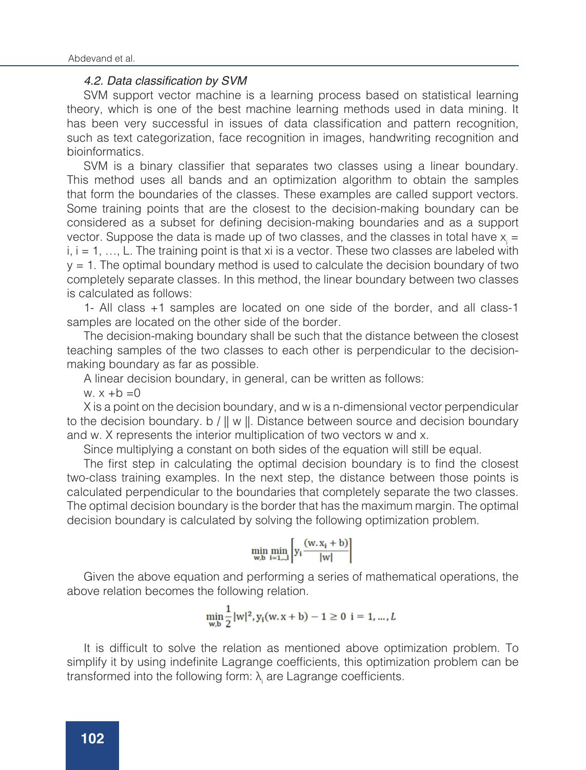*4.2. Data classification by SVM*

SVM support vector machine is a learning process based on statistical learning theory, which is one of the best machine learning methods used in data mining. It has been very successful in issues of data classification and pattern recognition, such as text categorization, face recognition in images, handwriting recognition and bioinformatics.

SVM is a binary classifier that separates two classes using a linear boundary. This method uses all bands and an optimization algorithm to obtain the samples that form the boundaries of the classes. These examples are called support vectors. Some training points that are the closest to the decision-making boundary can be considered as a subset for defining decision-making boundaries and as a support vector. Suppose the data is made up of two classes, and the classes in total have $x_i = i$, i = 1, …, L. The training point is that xi is a vector. These two classes are labeled with y = 1. The optimal boundary method is used to calculate the decision boundary of two completely separate classes. In this method, the linear boundary between two classes is calculated as follows:

1- All class +1 samples are located on one side of the border, and all class-1 samples are located on the other side of the border.

The decision-making boundary shall be such that the distance between the closest teaching samples of the two classes to each other is perpendicular to the decision-making boundary as far as possible.

A linear decision boundary, in general, can be written as follows:

w. x +b =0

X is a point on the decision boundary, and w is a n-dimensional vector perpendicular to the decision boundary. b / || w ||. Distance between source and decision boundary and w. X represents the interior multiplication of two vectors w and x.

Since multiplying a constant on both sides of the equation will still be equal.

The first step in calculating the optimal decision boundary is to find the closest two-class training examples. In the next step, the distance between those points is calculated perpendicular to the boundaries that completely separate the two classes. The optimal decision boundary is the border that has the maximum margin. The optimal decision boundary is calculated by solving the following optimization problem.

$$\min_{w,b} \min_{i=1,\dots,l} \left[ y_i \frac{(w.x_i + b)}{|w|} \right]$$

Given the above equation and performing a series of mathematical operations, the above relation becomes the following relation.

$$\min_{w,b} \frac{1}{2} |w|^2, y_i(w.x + b) - 1 \geq 0 \;\; i = 1, \dots, L$$

It is difficult to solve the relation as mentioned above optimization problem. To simplify it by using indefinite Lagrange coefficients, this optimization problem can be transformed into the following form: $\lambda_i$ are Lagrange coefficients.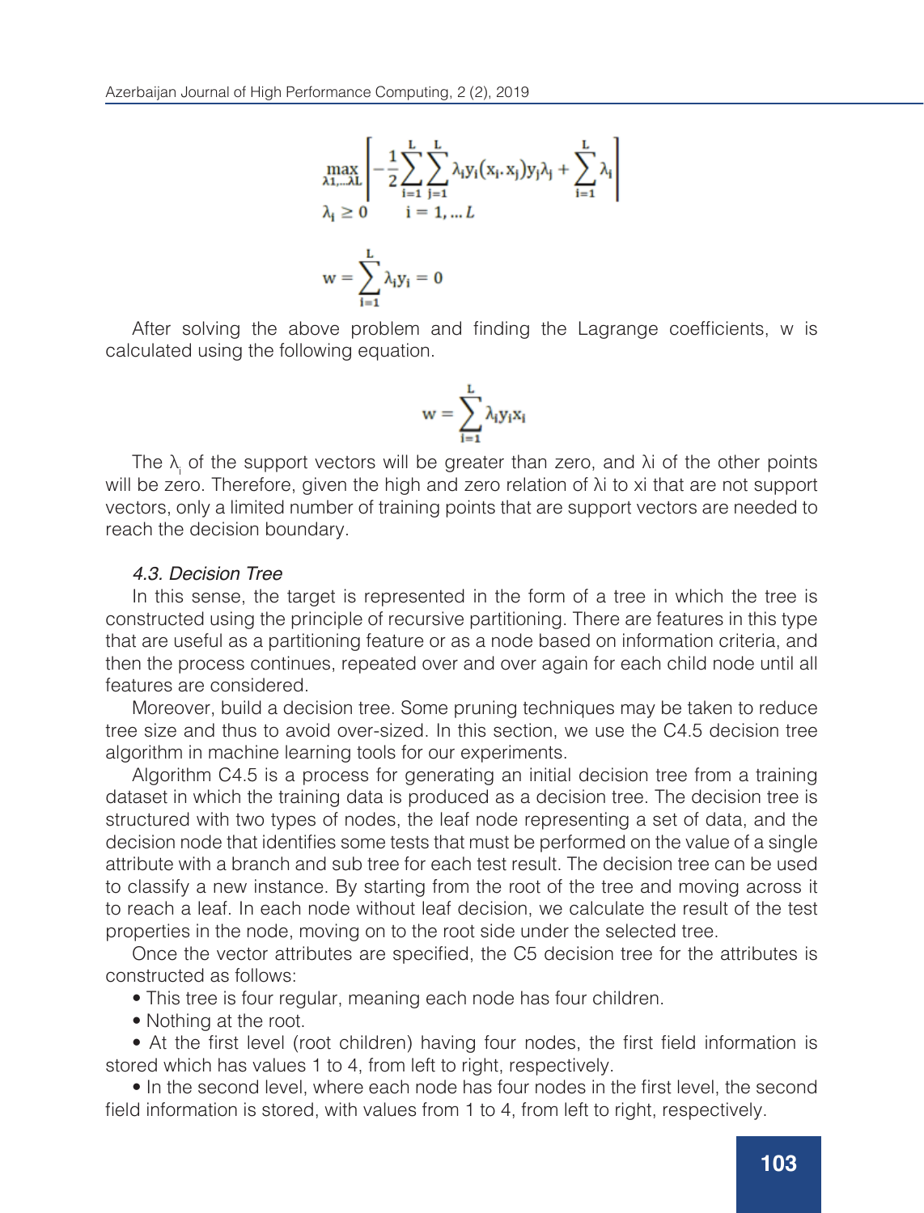$$\max_{\lambda_1,\ldots\lambda_L}\left[-\frac{1}{2}\sum_{i=1}^{L}\sum_{j=1}^{L}\lambda_i y_i (x_i . x_j) y_j \lambda_j + \sum_{i=1}^{L}\lambda_i\right]$$

$$\lambda_i \geq 0 \qquad i = 1, \ldots L$$

$$w = \sum_{i=1}^{L}\lambda_i y_i = 0$$

After solving the above problem and finding the Lagrange coefficients, w is calculated using the following equation.

$$w = \sum_{i=1}^{L}\lambda_i y_i x_i$$

The $\lambda_i$ of the support vectors will be greater than zero, and λi of the other points will be zero. Therefore, given the high and zero relation of λi to xi that are not support vectors, only a limited number of training points that are support vectors are needed to reach the decision boundary.

### *4.3. Decision Tree*

In this sense, the target is represented in the form of a tree in which the tree is constructed using the principle of recursive partitioning. There are features in this type that are useful as a partitioning feature or as a node based on information criteria, and then the process continues, repeated over and over again for each child node until all features are considered.

Moreover, build a decision tree. Some pruning techniques may be taken to reduce tree size and thus to avoid over-sized. In this section, we use the C4.5 decision tree algorithm in machine learning tools for our experiments.

Algorithm C4.5 is a process for generating an initial decision tree from a training dataset in which the training data is produced as a decision tree. The decision tree is structured with two types of nodes, the leaf node representing a set of data, and the decision node that identifies some tests that must be performed on the value of a single attribute with a branch and sub tree for each test result. The decision tree can be used to classify a new instance. By starting from the root of the tree and moving across it to reach a leaf. In each node without leaf decision, we calculate the result of the test properties in the node, moving on to the root side under the selected tree.

Once the vector attributes are specified, the C5 decision tree for the attributes is constructed as follows:

- This tree is four regular, meaning each node has four children.
- Nothing at the root.
- At the first level (root children) having four nodes, the first field information is stored which has values 1 to 4, from left to right, respectively.
- In the second level, where each node has four nodes in the first level, the second field information is stored, with values from 1 to 4, from left to right, respectively.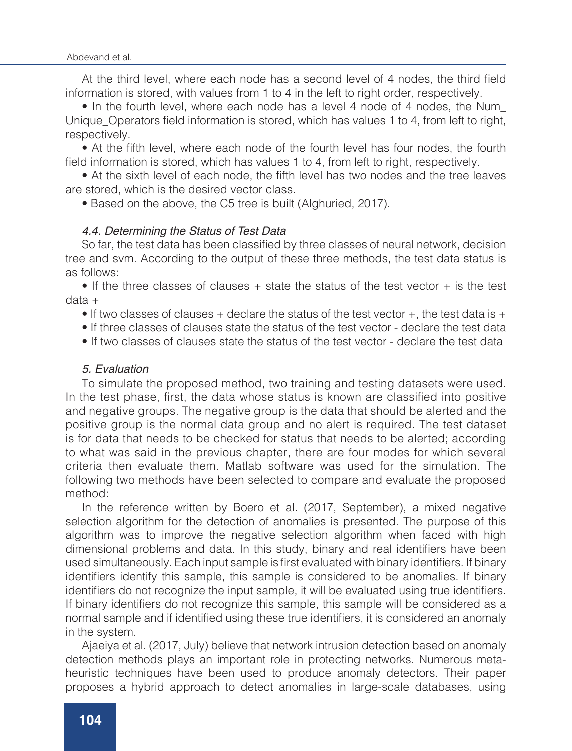At the third level, where each node has a second level of 4 nodes, the third field information is stored, with values from 1 to 4 in the left to right order, respectively.

- In the fourth level, where each node has a level 4 node of 4 nodes, the Num_Unique_Operators field information is stored, which has values 1 to 4, from left to right, respectively.
- At the fifth level, where each node of the fourth level has four nodes, the fourth field information is stored, which has values 1 to 4, from left to right, respectively.
- At the sixth level of each node, the fifth level has two nodes and the tree leaves are stored, which is the desired vector class.
- Based on the above, the C5 tree is built (Alghuried, 2017).

### *4.4. Determining the Status of Test Data*

So far, the test data has been classified by three classes of neural network, decision tree and svm. According to the output of these three methods, the test data status is as follows:

- If the three classes of clauses + state the status of the test vector + is the test data +
- If two classes of clauses + declare the status of the test vector +, the test data is +
- If three classes of clauses state the status of the test vector - declare the test data
- If two classes of clauses state the status of the test vector - declare the test data

## *5. Evaluation*

To simulate the proposed method, two training and testing datasets were used. In the test phase, first, the data whose status is known are classified into positive and negative groups. The negative group is the data that should be alerted and the positive group is the normal data group and no alert is required. The test dataset is for data that needs to be checked for status that needs to be alerted; according to what was said in the previous chapter, there are four modes for which several criteria then evaluate them. Matlab software was used for the simulation. The following two methods have been selected to compare and evaluate the proposed method:

In the reference written by Boero et al. (2017, September), a mixed negative selection algorithm for the detection of anomalies is presented. The purpose of this algorithm was to improve the negative selection algorithm when faced with high dimensional problems and data. In this study, binary and real identifiers have been used simultaneously. Each input sample is first evaluated with binary identifiers. If binary identifiers identify this sample, this sample is considered to be anomalies. If binary identifiers do not recognize the input sample, it will be evaluated using true identifiers. If binary identifiers do not recognize this sample, this sample will be considered as a normal sample and if identified using these true identifiers, it is considered an anomaly in the system.

Ajaeiya et al. (2017, July) believe that network intrusion detection based on anomaly detection methods plays an important role in protecting networks. Numerous meta-heuristic techniques have been used to produce anomaly detectors. Their paper proposes a hybrid approach to detect anomalies in large-scale databases, using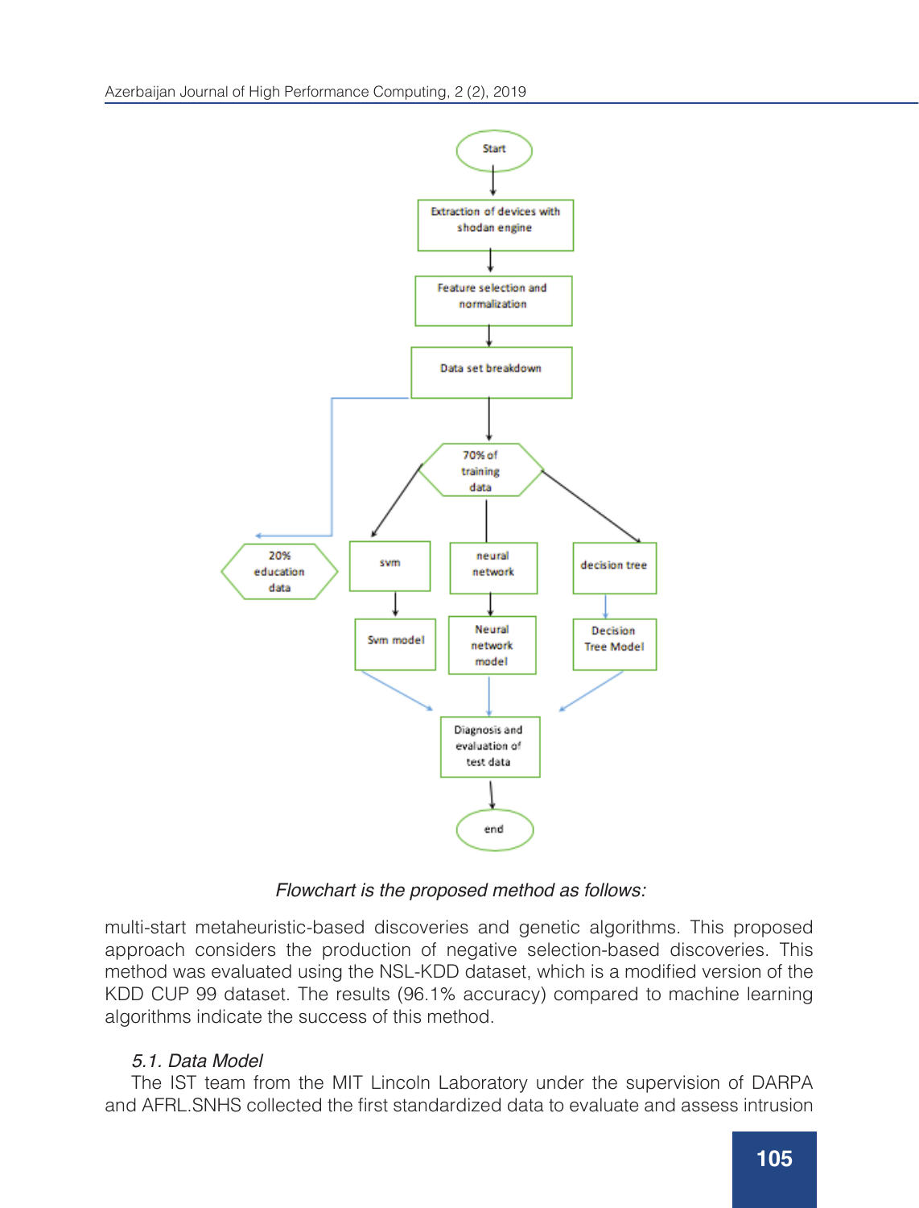*Flowchart is the proposed method as follows:*

multi-start metaheuristic-based discoveries and genetic algorithms. This proposed approach considers the production of negative selection-based discoveries. This method was evaluated using the NSL-KDD dataset, which is a modified version of the KDD CUP 99 dataset. The results (96.1% accuracy) compared to machine learning algorithms indicate the success of this method.

### *5.1. Data Model*

The IST team from the MIT Lincoln Laboratory under the supervision of DARPA and AFRL.SNHS collected the first standardized data to evaluate and assess intrusion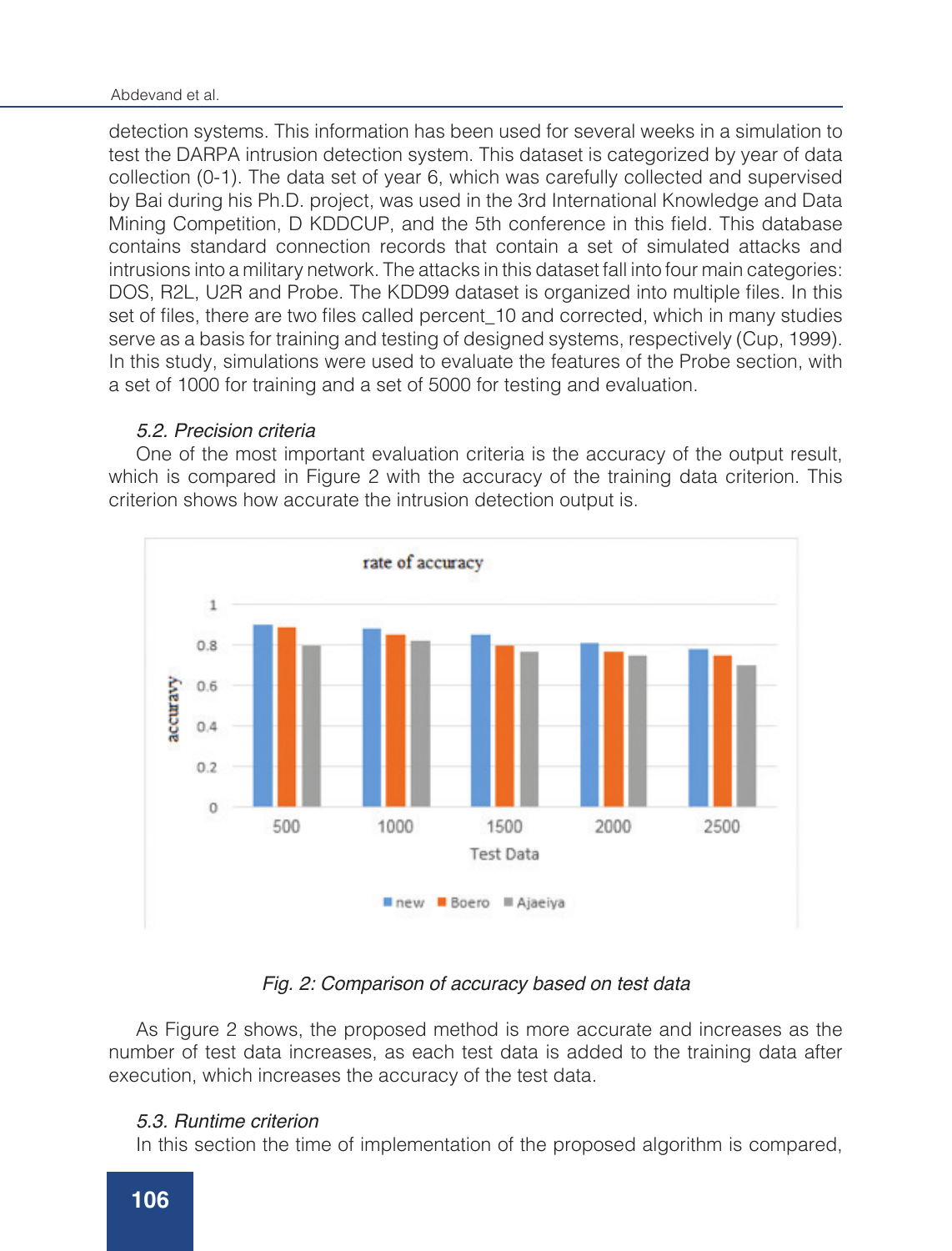detection systems. This information has been used for several weeks in a simulation to test the DARPA intrusion detection system. This dataset is categorized by year of data collection (0-1). The data set of year 6, which was carefully collected and supervised by Bai during his Ph.D. project, was used in the 3rd International Knowledge and Data Mining Competition, D KDDCUP, and the 5th conference in this field. This database contains standard connection records that contain a set of simulated attacks and intrusions into a military network. The attacks in this dataset fall into four main categories: DOS, R2L, U2R and Probe. The KDD99 dataset is organized into multiple files. In this set of files, there are two files called percent_10 and corrected, which in many studies serve as a basis for training and testing of designed systems, respectively (Cup, 1999). In this study, simulations were used to evaluate the features of the Probe section, with a set of 1000 for training and a set of 5000 for testing and evaluation.

### *5.2. Precision criteria*

One of the most important evaluation criteria is the accuracy of the output result, which is compared in Figure 2 with the accuracy of the training data criterion. This criterion shows how accurate the intrusion detection output is.

*Fig. 2: Comparison of accuracy based on test data*

As Figure 2 shows, the proposed method is more accurate and increases as the number of test data increases, as each test data is added to the training data after execution, which increases the accuracy of the test data.

### *5.3. Runtime criterion*

In this section the time of implementation of the proposed algorithm is compared,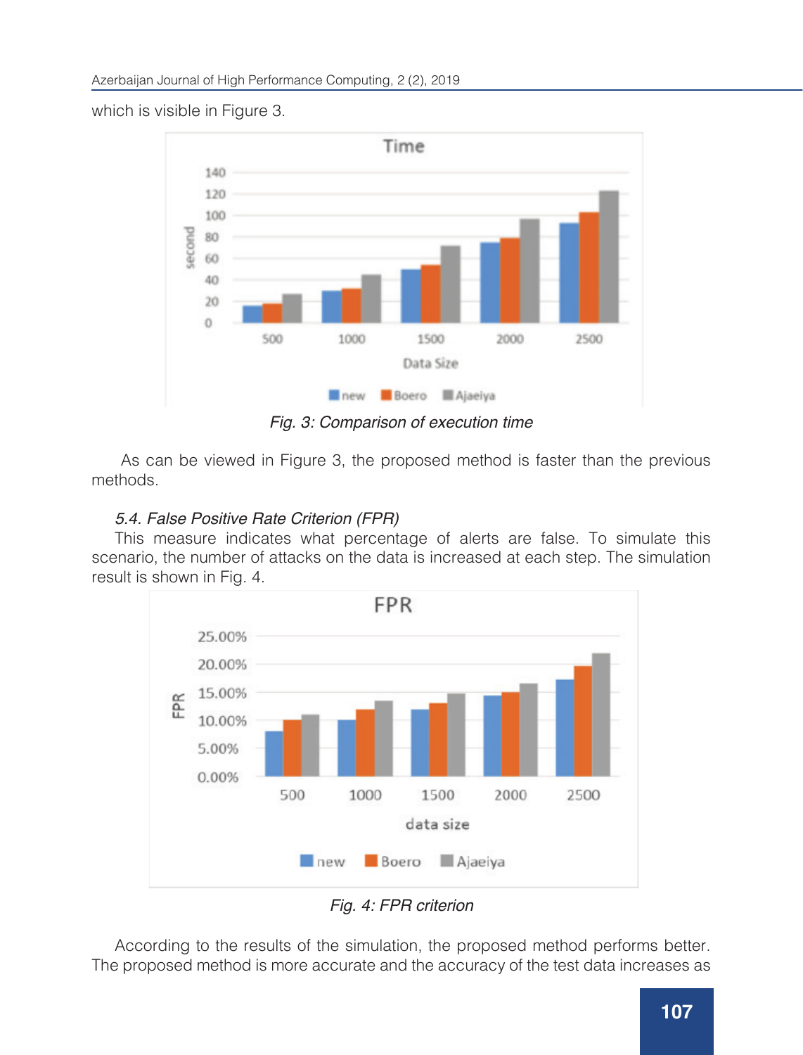which is visible in Figure 3.

*Fig. 3: Comparison of execution time*

As can be viewed in Figure 3, the proposed method is faster than the previous methods.

### *5.4. False Positive Rate Criterion (FPR)*

This measure indicates what percentage of alerts are false. To simulate this scenario, the number of attacks on the data is increased at each step. The simulation result is shown in Fig. 4.

*Fig. 4: FPR criterion*

According to the results of the simulation, the proposed method performs better. The proposed method is more accurate and the accuracy of the test data increases as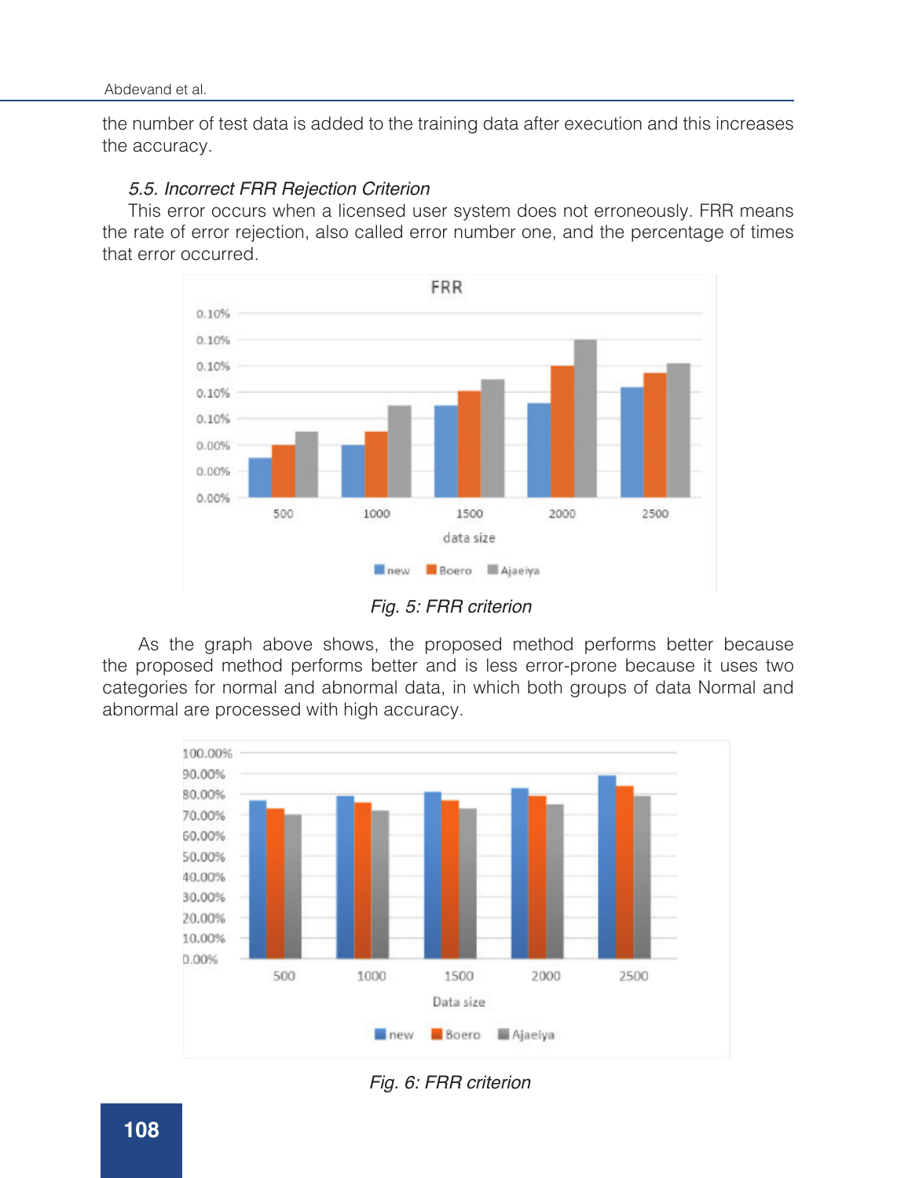the number of test data is added to the training data after execution and this increases the accuracy.

### *5.5. Incorrect FRR Rejection Criterion*

This error occurs when a licensed user system does not erroneously. FRR means the rate of error rejection, also called error number one, and the percentage of times that error occurred.

*Fig. 5: FRR criterion*

As the graph above shows, the proposed method performs better because the proposed method performs better and is less error-prone because it uses two categories for normal and abnormal data, in which both groups of data Normal and abnormal are processed with high accuracy.

*Fig. 6: FRR criterion*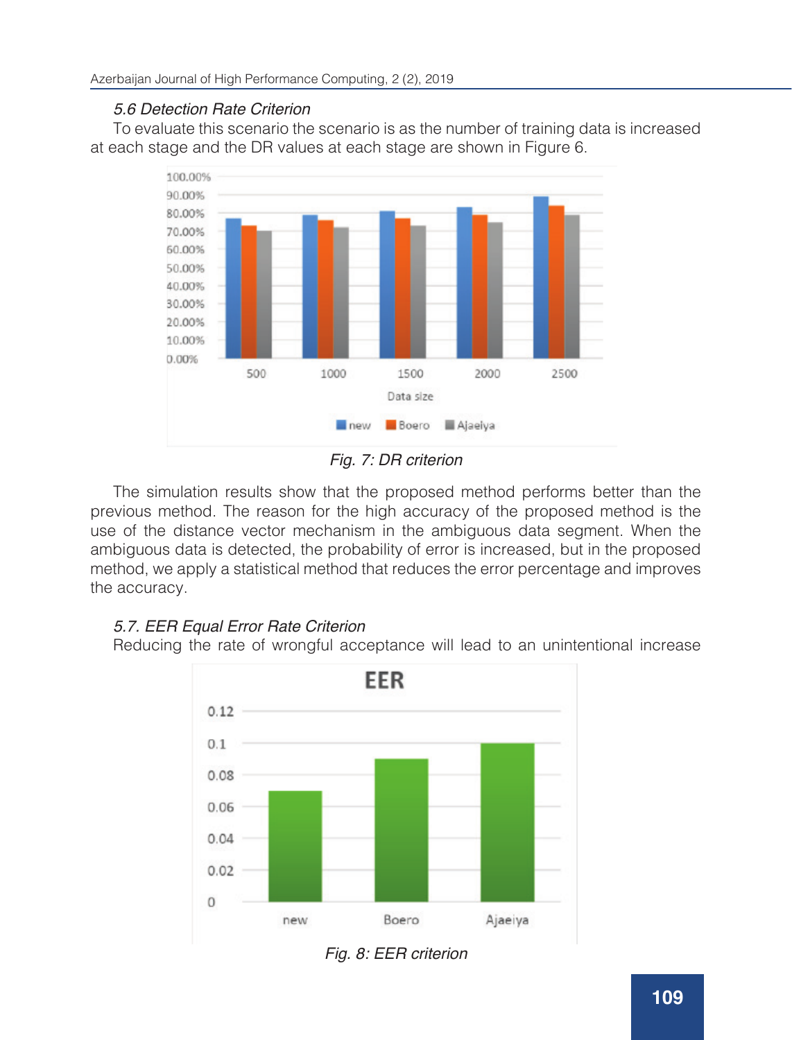*5.6 Detection Rate Criterion*

To evaluate this scenario the scenario is as the number of training data is increased at each stage and the DR values at each stage are shown in Figure 6.

*Fig. 7: DR criterion*

The simulation results show that the proposed method performs better than the previous method. The reason for the high accuracy of the proposed method is the use of the distance vector mechanism in the ambiguous data segment. When the ambiguous data is detected, the probability of error is increased, but in the proposed method, we apply a statistical method that reduces the error percentage and improves the accuracy.

*5.7. EER Equal Error Rate Criterion*

Reducing the rate of wrongful acceptance will lead to an unintentional increase

*Fig. 8: EER criterion*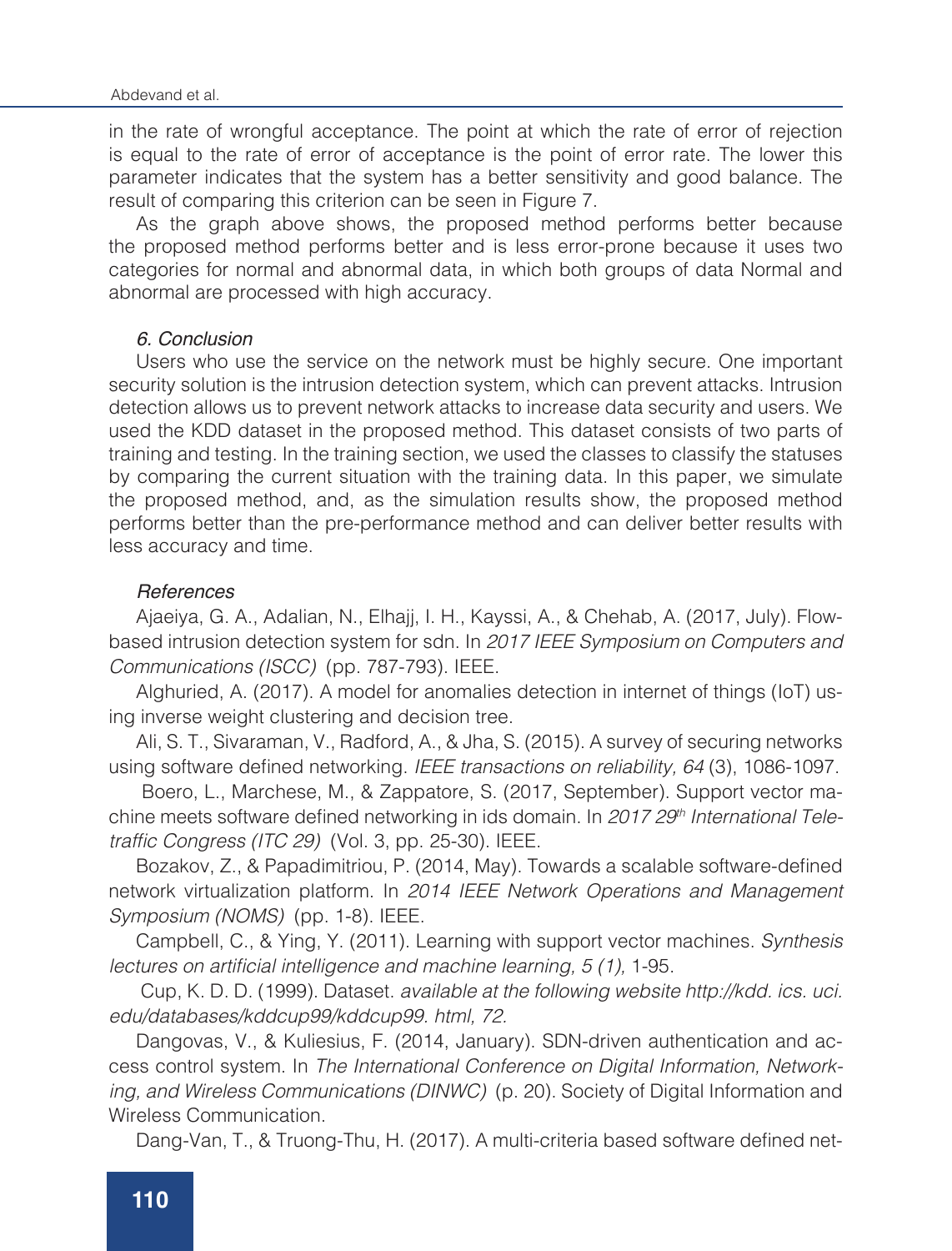in the rate of wrongful acceptance. The point at which the rate of error of rejection is equal to the rate of error of acceptance is the point of error rate. The lower this parameter indicates that the system has a better sensitivity and good balance. The result of comparing this criterion can be seen in Figure 7.

As the graph above shows, the proposed method performs better because the proposed method performs better and is less error-prone because it uses two categories for normal and abnormal data, in which both groups of data Normal and abnormal are processed with high accuracy.

## *6. Conclusion*

Users who use the service on the network must be highly secure. One important security solution is the intrusion detection system, which can prevent attacks. Intrusion detection allows us to prevent network attacks to increase data security and users. We used the KDD dataset in the proposed method. This dataset consists of two parts of training and testing. In the training section, we used the classes to classify the statuses by comparing the current situation with the training data. In this paper, we simulate the proposed method, and, as the simulation results show, the proposed method performs better than the pre-performance method and can deliver better results with less accuracy and time.

## *References*

Ajaeiya, G. A., Adalian, N., Elhajj, I. H., Kayssi, A., & Chehab, A. (2017, July). Flow-based intrusion detection system for sdn. In *2017 IEEE Symposium on Computers and Communications (ISCC)* (pp. 787-793). IEEE.

Alghuried, A. (2017). A model for anomalies detection in internet of things (IoT) using inverse weight clustering and decision tree.

Ali, S. T., Sivaraman, V., Radford, A., & Jha, S. (2015). A survey of securing networks using software defined networking. *IEEE transactions on reliability, 64* (3), 1086-1097.

Boero, L., Marchese, M., & Zappatore, S. (2017, September). Support vector machine meets software defined networking in ids domain. In *2017 29th International Teletraffic Congress (ITC 29)* (Vol. 3, pp. 25-30). IEEE.

Bozakov, Z., & Papadimitriou, P. (2014, May). Towards a scalable software-defined network virtualization platform. In *2014 IEEE Network Operations and Management Symposium (NOMS)* (pp. 1-8). IEEE.

Campbell, C., & Ying, Y. (2011). Learning with support vector machines. *Synthesis lectures on artificial intelligence and machine learning, 5 (1),* 1-95.

Cup, K. D. D. (1999). Dataset. *available at the following website http://kdd. ics. uci. edu/databases/kddcup99/kddcup99. html, 72.*

Dangovas, V., & Kuliesius, F. (2014, January). SDN-driven authentication and access control system. In *The International Conference on Digital Information, Networking, and Wireless Communications (DINWC)* (p. 20). Society of Digital Information and Wireless Communication.

Dang-Van, T., & Truong-Thu, H. (2017). A multi-criteria based software defined net-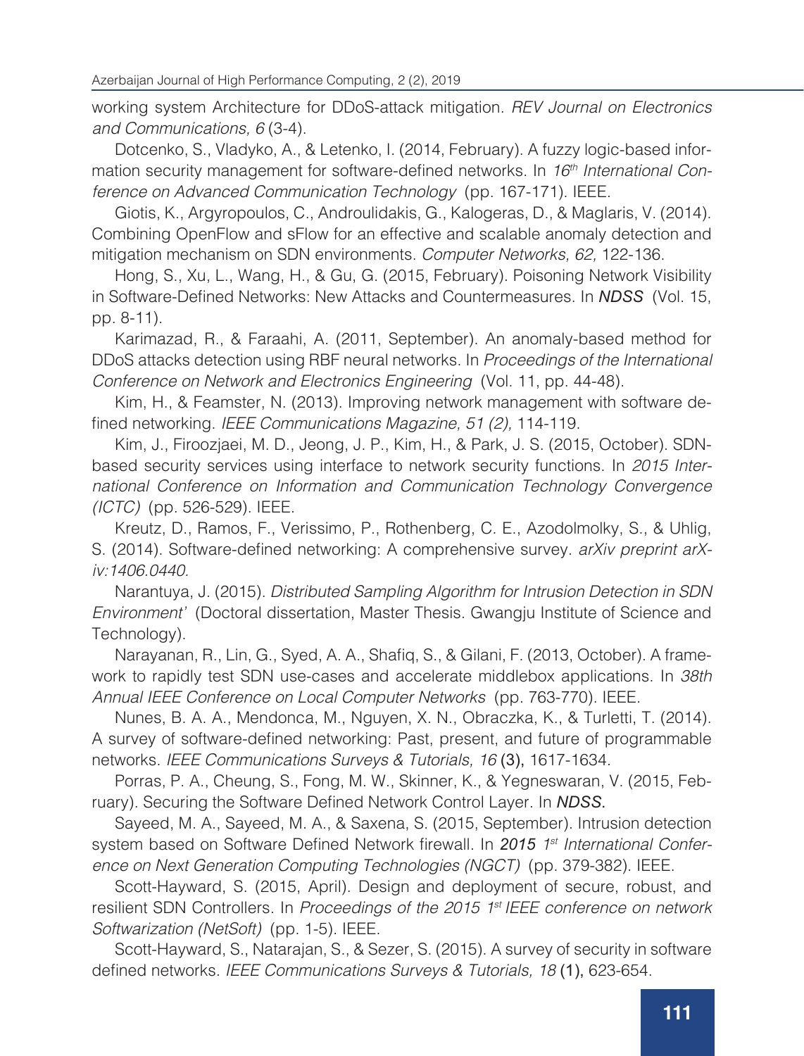working system Architecture for DDoS-attack mitigation. *REV Journal on Electronics and Communications, 6* (3-4).

Dotcenko, S., Vladyko, A., & Letenko, I. (2014, February). A fuzzy logic-based information security management for software-defined networks. In *16th International Conference on Advanced Communication Technology* (pp. 167-171). IEEE.

Giotis, K., Argyropoulos, C., Androulidakis, G., Kalogeras, D., & Maglaris, V. (2014). Combining OpenFlow and sFlow for an effective and scalable anomaly detection and mitigation mechanism on SDN environments. *Computer Networks, 62,* 122-136.

Hong, S., Xu, L., Wang, H., & Gu, G. (2015, February). Poisoning Network Visibility in Software-Defined Networks: New Attacks and Countermeasures. In ***NDSS*** (Vol. 15, pp. 8-11).

Karimazad, R., & Faraahi, A. (2011, September). An anomaly-based method for DDoS attacks detection using RBF neural networks. In *Proceedings of the International Conference on Network and Electronics Engineering* (Vol. 11, pp. 44-48).

Kim, H., & Feamster, N. (2013). Improving network management with software defined networking. *IEEE Communications Magazine, 51 (2),* 114-119.

Kim, J., Firoozjaei, M. D., Jeong, J. P., Kim, H., & Park, J. S. (2015, October). SDN-based security services using interface to network security functions. In *2015 International Conference on Information and Communication Technology Convergence (ICTC)* (pp. 526-529). IEEE.

Kreutz, D., Ramos, F., Verissimo, P., Rothenberg, C. E., Azodolmolky, S., & Uhlig, S. (2014). Software-defined networking: A comprehensive survey. *arXiv preprint arXiv:1406.0440.*

Narantuya, J. (2015). *Distributed Sampling Algorithm for Intrusion Detection in SDN Environment'* (Doctoral dissertation, Master Thesis. Gwangju Institute of Science and Technology).

Narayanan, R., Lin, G., Syed, A. A., Shafiq, S., & Gilani, F. (2013, October). A framework to rapidly test SDN use-cases and accelerate middlebox applications. In *38th Annual IEEE Conference on Local Computer Networks* (pp. 763-770). IEEE.

Nunes, B. A. A., Mendonca, M., Nguyen, X. N., Obraczka, K., & Turletti, T. (2014). A survey of software-defined networking: Past, present, and future of programmable networks. *IEEE Communications Surveys & Tutorials, 16* (3), 1617-1634.

Porras, P. A., Cheung, S., Fong, M. W., Skinner, K., & Yegneswaran, V. (2015, February). Securing the Software Defined Network Control Layer. In ***NDSS***.

Sayeed, M. A., Sayeed, M. A., & Saxena, S. (2015, September). Intrusion detection system based on Software Defined Network firewall. In ***2015** 1st International Conference on Next Generation Computing Technologies (NGCT)* (pp. 379-382). IEEE.

Scott-Hayward, S. (2015, April). Design and deployment of secure, robust, and resilient SDN Controllers. In *Proceedings of the 2015 1st IEEE conference on network Softwarization (NetSoft)* (pp. 1-5). IEEE.

Scott-Hayward, S., Natarajan, S., & Sezer, S. (2015). A survey of security in software defined networks. *IEEE Communications Surveys & Tutorials, 18* (1), 623-654.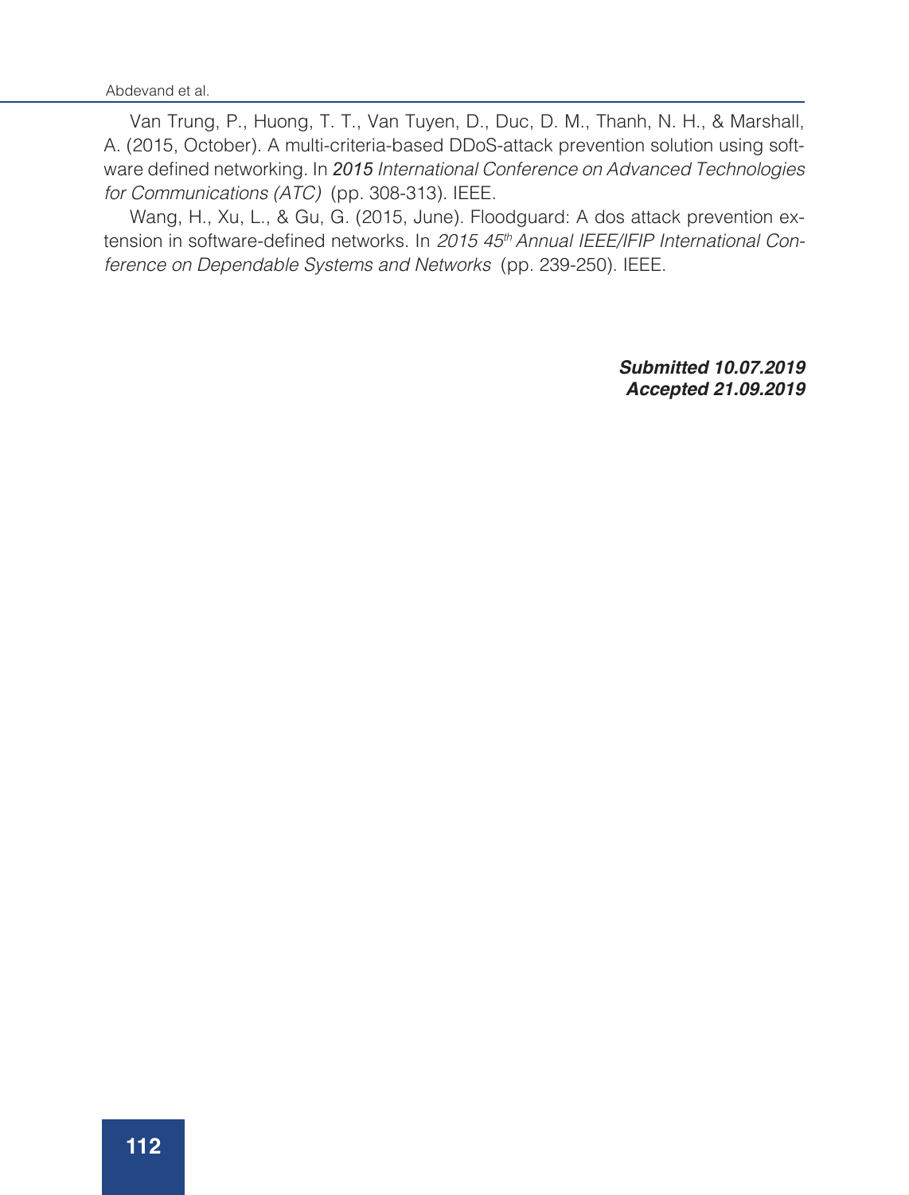Van Trung, P., Huong, T. T., Van Tuyen, D., Duc, D. M., Thanh, N. H., & Marshall, A. (2015, October). A multi-criteria-based DDoS-attack prevention solution using software defined networking. In *2015 International Conference on Advanced Technologies for Communications (ATC)* (pp. 308-313). IEEE.

Wang, H., Xu, L., & Gu, G. (2015, June). Floodguard: A dos attack prevention extension in software-defined networks. In *2015 45th Annual IEEE/IFIP International Conference on Dependable Systems and Networks* (pp. 239-250). IEEE.

***Submitted 10.07.2019***
***Accepted 21.09.2019***